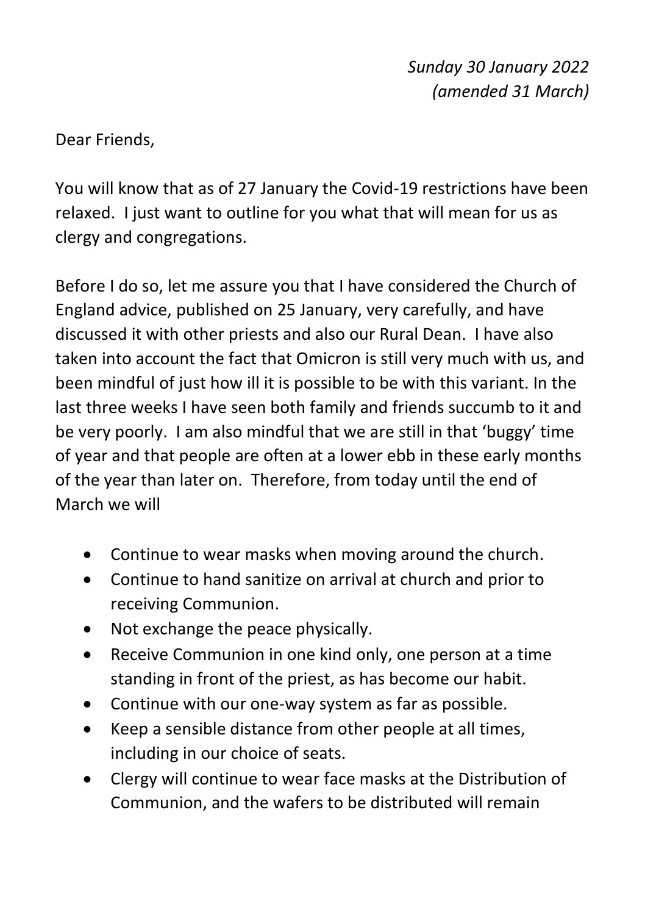*Sunday 30 January 2022*
*(amended 31 March)*

Dear Friends,

You will know that as of 27 January the Covid-19 restrictions have been relaxed. I just want to outline for you what that will mean for us as clergy and congregations.

Before I do so, let me assure you that I have considered the Church of England advice, published on 25 January, very carefully, and have discussed it with other priests and also our Rural Dean. I have also taken into account the fact that Omicron is still very much with us, and been mindful of just how ill it is possible to be with this variant. In the last three weeks I have seen both family and friends succumb to it and be very poorly. I am also mindful that we are still in that 'buggy' time of year and that people are often at a lower ebb in these early months of the year than later on. Therefore, from today until the end of March we will

- Continue to wear masks when moving around the church.
- Continue to hand sanitize on arrival at church and prior to receiving Communion.
- Not exchange the peace physically.
- Receive Communion in one kind only, one person at a time standing in front of the priest, as has become our habit.
- Continue with our one-way system as far as possible.
- Keep a sensible distance from other people at all times, including in our choice of seats.
- Clergy will continue to wear face masks at the Distribution of Communion, and the wafers to be distributed will remain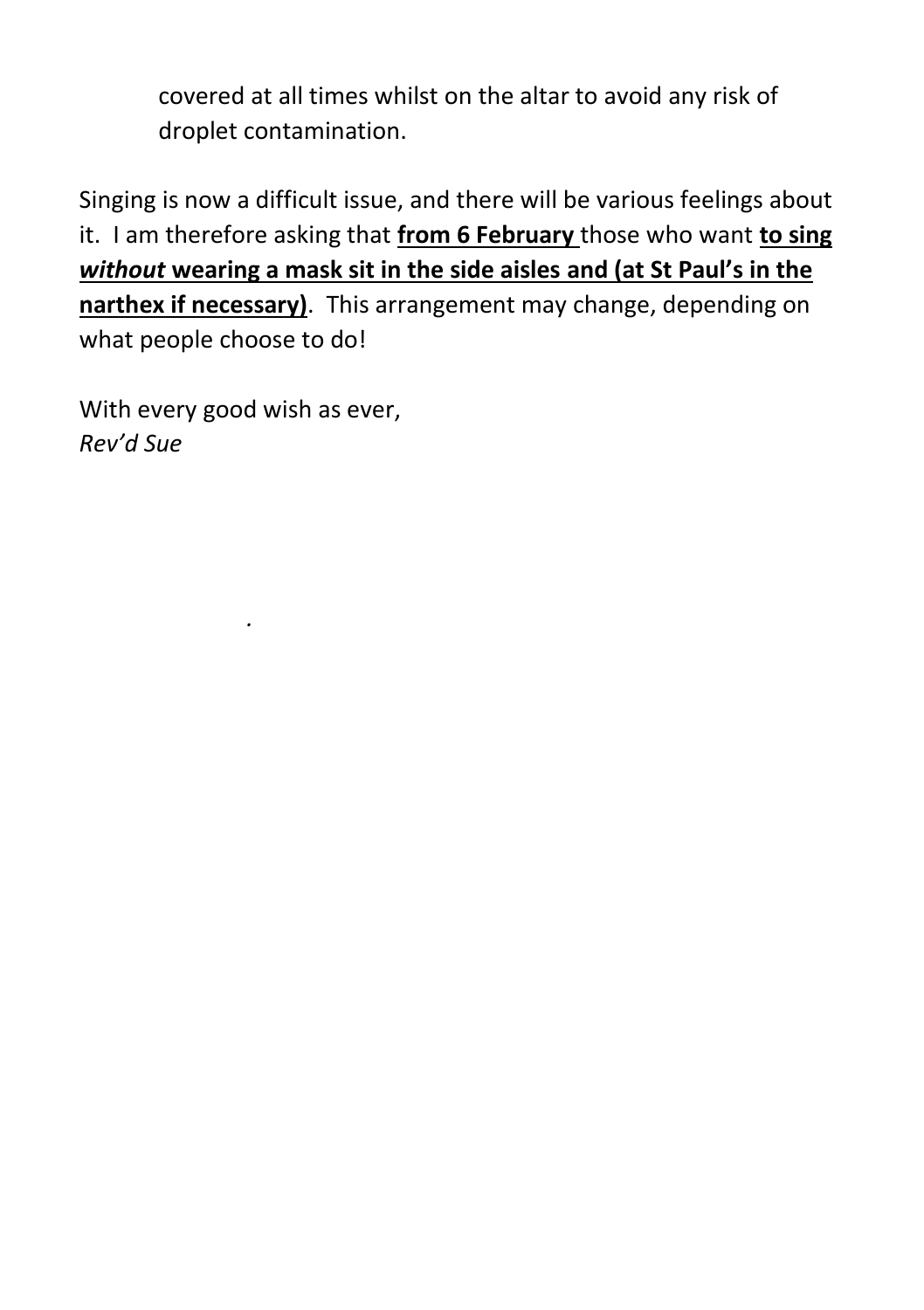covered at all times whilst on the altar to avoid any risk of droplet contamination.

Singing is now a difficult issue, and there will be various feelings about it. I am therefore asking that **from 6 February** those who want **to sing *without* wearing a mask sit in the side aisles and (at St Paul's in the narthex if necessary)**. This arrangement may change, depending on what people choose to do!

With every good wish as ever,
*Rev'd Sue*